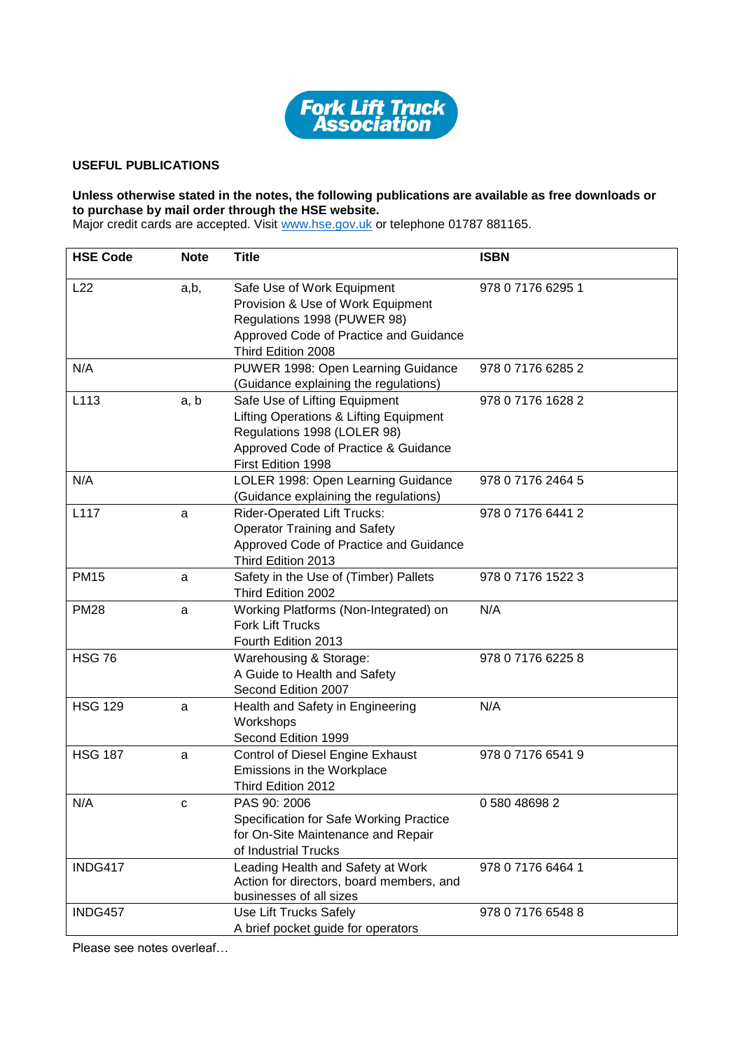Fork Lift Truck Association

## USEFUL PUBLICATIONS

**Unless otherwise stated in the notes, the following publications are available as free downloads or to purchase by mail order through the HSE website.**
Major credit cards are accepted. Visit www.hse.gov.uk or telephone 01787 881165.

| HSE Code | Note | Title | ISBN |
|---|---|---|---|
| L22 | a,b, | Safe Use of Work Equipment<br>Provision & Use of Work Equipment Regulations 1998 (PUWER 98)<br>Approved Code of Practice and Guidance<br>Third Edition 2008 | 978 0 7176 6295 1 |
| N/A | | PUWER 1998: Open Learning Guidance<br>(Guidance explaining the regulations) | 978 0 7176 6285 2 |
| L113 | a, b | Safe Use of Lifting Equipment<br>Lifting Operations & Lifting Equipment Regulations 1998 (LOLER 98)<br>Approved Code of Practice & Guidance<br>First Edition 1998 | 978 0 7176 1628 2 |
| N/A | | LOLER 1998: Open Learning Guidance<br>(Guidance explaining the regulations) | 978 0 7176 2464 5 |
| L117 | a | Rider-Operated Lift Trucks:<br>Operator Training and Safety<br>Approved Code of Practice and Guidance<br>Third Edition 2013 | 978 0 7176 6441 2 |
| PM15 | a | Safety in the Use of (Timber) Pallets<br>Third Edition 2002 | 978 0 7176 1522 3 |
| PM28 | a | Working Platforms (Non-Integrated) on Fork Lift Trucks<br>Fourth Edition 2013 | N/A |
| HSG 76 | | Warehousing & Storage:<br>A Guide to Health and Safety<br>Second Edition 2007 | 978 0 7176 6225 8 |
| HSG 129 | a | Health and Safety in Engineering Workshops<br>Second Edition 1999 | N/A |
| HSG 187 | a | Control of Diesel Engine Exhaust Emissions in the Workplace<br>Third Edition 2012 | 978 0 7176 6541 9 |
| N/A | c | PAS 90: 2006<br>Specification for Safe Working Practice for On-Site Maintenance and Repair of Industrial Trucks | 0 580 48698 2 |
| INDG417 | | Leading Health and Safety at Work<br>Action for directors, board members, and businesses of all sizes | 978 0 7176 6464 1 |
| INDG457 | | Use Lift Trucks Safely<br>A brief pocket guide for operators | 978 0 7176 6548 8 |

Please see notes overleaf…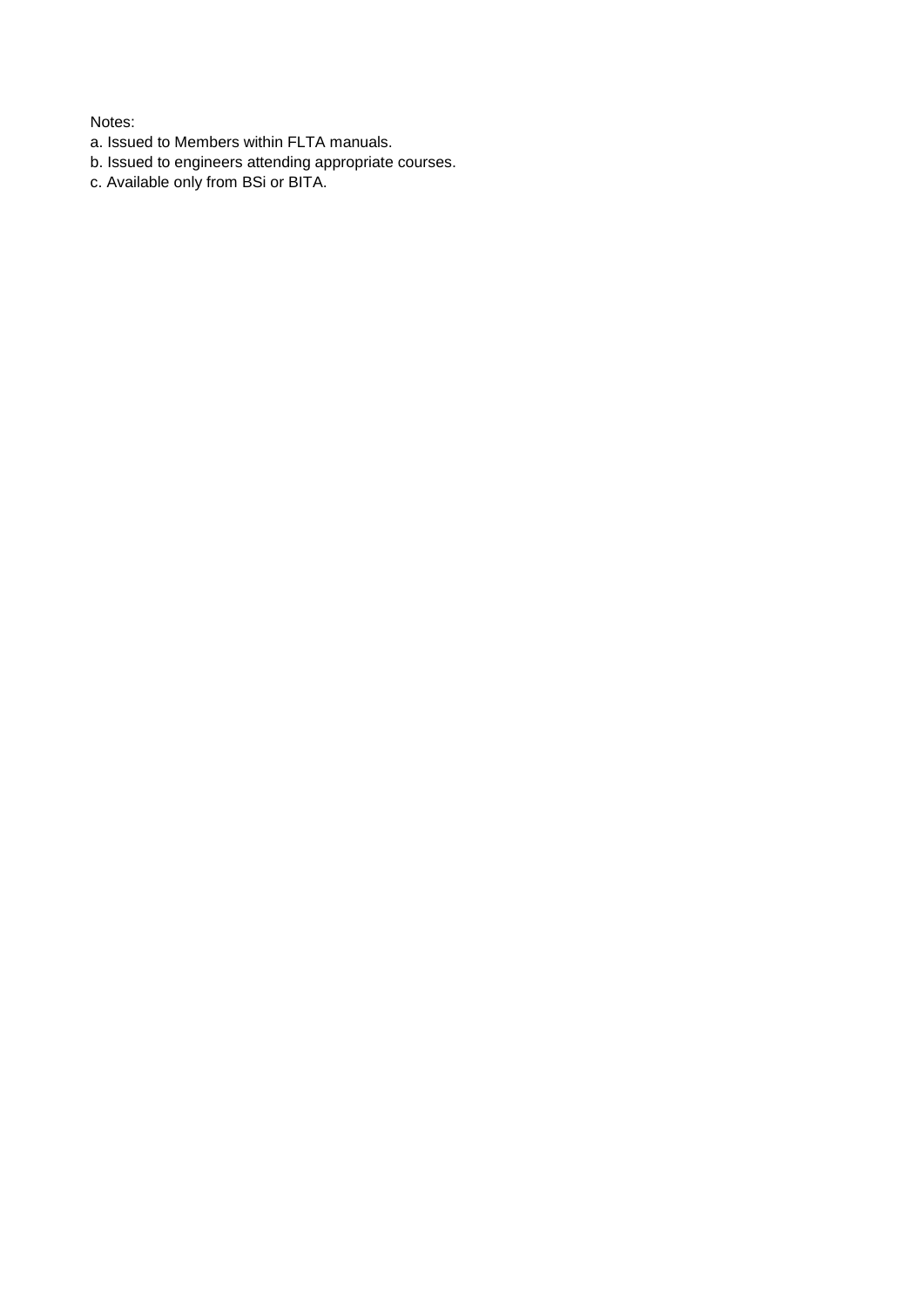Notes:

a. Issued to Members within FLTA manuals.

b. Issued to engineers attending appropriate courses.

c. Available only from BSi or BITA.